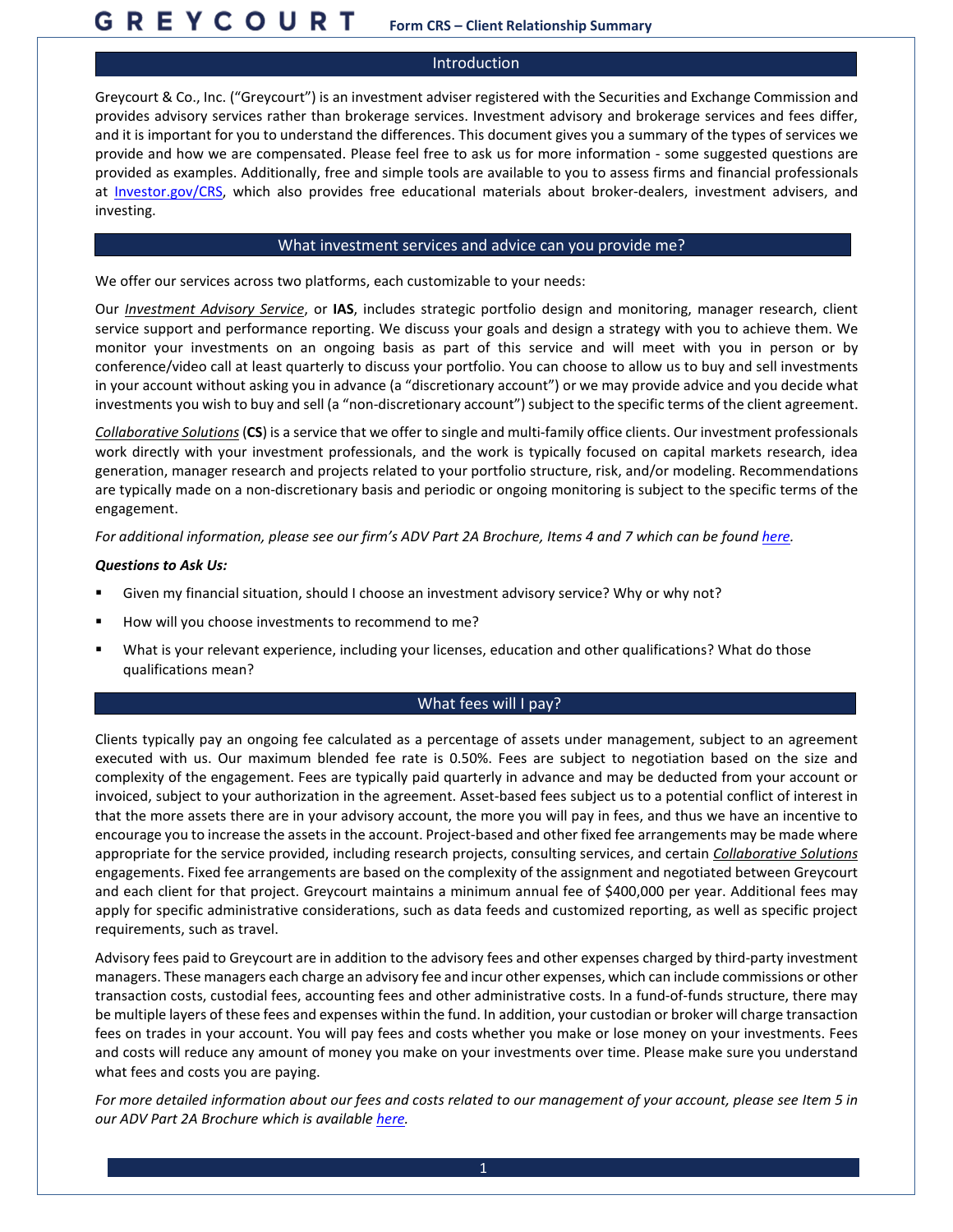# GREYCOURT Form CRS – Client Relationship Summary

## Introduction

Greycourt & Co., Inc. ("Greycourt") is an investment adviser registered with the Securities and Exchange Commission and provides advisory services rather than brokerage services. Investment advisory and brokerage services and fees differ, and it is important for you to understand the differences. This document gives you a summary of the types of services we provide and how we are compensated. Please feel free to ask us for more information - some suggested questions are provided as examples. Additionally, free and simple tools are available to you to assess firms and financial professionals at [Investor.gov/CRS](Investor.gov/CRS), which also provides free educational materials about broker-dealers, investment advisers, and investing.

## What investment services and advice can you provide me?

We offer our services across two platforms, each customizable to your needs:

Our *Investment Advisory Service*, or **IAS**, includes strategic portfolio design and monitoring, manager research, client service support and performance reporting. We discuss your goals and design a strategy with you to achieve them. We monitor your investments on an ongoing basis as part of this service and will meet with you in person or by conference/video call at least quarterly to discuss your portfolio. You can choose to allow us to buy and sell investments in your account without asking you in advance (a "discretionary account") or we may provide advice and you decide what investments you wish to buy and sell (a "non-discretionary account") subject to the specific terms of the client agreement.

*Collaborative Solutions* (**CS**) is a service that we offer to single and multi-family office clients. Our investment professionals work directly with your investment professionals, and the work is typically focused on capital markets research, idea generation, manager research and projects related to your portfolio structure, risk, and/or modeling. Recommendations are typically made on a non-discretionary basis and periodic or ongoing monitoring is subject to the specific terms of the engagement.

*For additional information, please see our firm's ADV Part 2A Brochure, Items 4 and 7 which can be found here.*

***Questions to Ask Us:***

- Given my financial situation, should I choose an investment advisory service? Why or why not?
- How will you choose investments to recommend to me?
- What is your relevant experience, including your licenses, education and other qualifications? What do those qualifications mean?

## What fees will I pay?

Clients typically pay an ongoing fee calculated as a percentage of assets under management, subject to an agreement executed with us. Our maximum blended fee rate is 0.50%. Fees are subject to negotiation based on the size and complexity of the engagement. Fees are typically paid quarterly in advance and may be deducted from your account or invoiced, subject to your authorization in the agreement. Asset-based fees subject us to a potential conflict of interest in that the more assets there are in your advisory account, the more you will pay in fees, and thus we have an incentive to encourage you to increase the assets in the account. Project-based and other fixed fee arrangements may be made where appropriate for the service provided, including research projects, consulting services, and certain *Collaborative Solutions* engagements. Fixed fee arrangements are based on the complexity of the assignment and negotiated between Greycourt and each client for that project. Greycourt maintains a minimum annual fee of $400,000 per year. Additional fees may apply for specific administrative considerations, such as data feeds and customized reporting, as well as specific project requirements, such as travel.

Advisory fees paid to Greycourt are in addition to the advisory fees and other expenses charged by third-party investment managers. These managers each charge an advisory fee and incur other expenses, which can include commissions or other transaction costs, custodial fees, accounting fees and other administrative costs. In a fund-of-funds structure, there may be multiple layers of these fees and expenses within the fund. In addition, your custodian or broker will charge transaction fees on trades in your account. You will pay fees and costs whether you make or lose money on your investments. Fees and costs will reduce any amount of money you make on your investments over time. Please make sure you understand what fees and costs you are paying.

*For more detailed information about our fees and costs related to our management of your account, please see Item 5 in our ADV Part 2A Brochure which is available here.*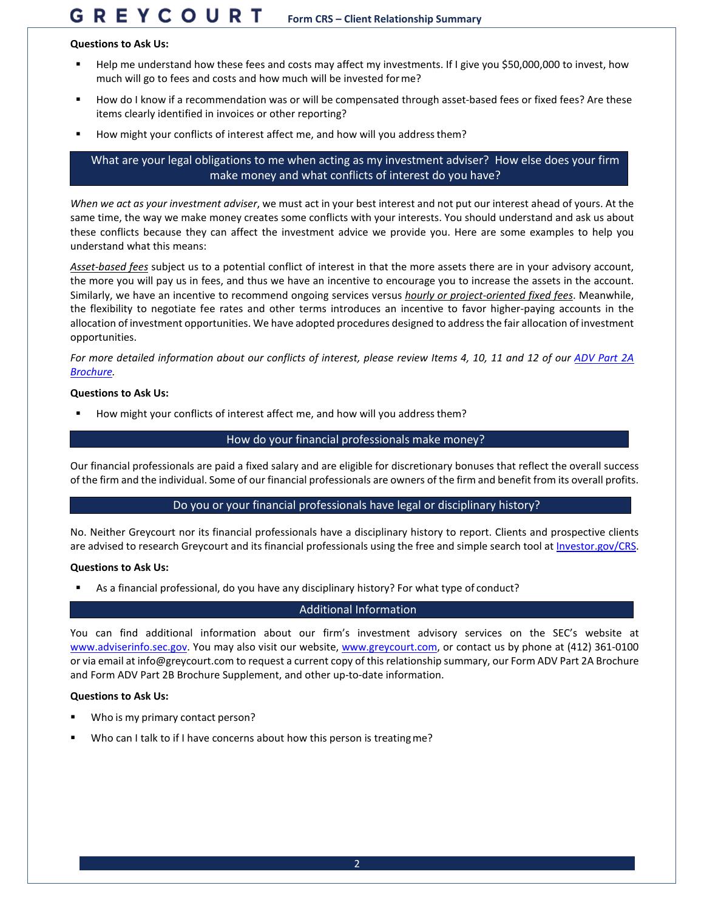**Questions to Ask Us:**

- Help me understand how these fees and costs may affect my investments. If I give you $50,000,000 to invest, how much will go to fees and costs and how much will be invested for me?
- How do I know if a recommendation was or will be compensated through asset-based fees or fixed fees? Are these items clearly identified in invoices or other reporting?
- How might your conflicts of interest affect me, and how will you address them?

## What are your legal obligations to me when acting as my investment adviser? How else does your firm make money and what conflicts of interest do you have?

*When we act as your investment adviser*, we must act in your best interest and not put our interest ahead of yours. At the same time, the way we make money creates some conflicts with your interests. You should understand and ask us about these conflicts because they can affect the investment advice we provide you. Here are some examples to help you understand what this means:

*Asset-based fees* subject us to a potential conflict of interest in that the more assets there are in your advisory account, the more you will pay us in fees, and thus we have an incentive to encourage you to increase the assets in the account. Similarly, we have an incentive to recommend ongoing services versus *hourly or project-oriented fixed fees*. Meanwhile, the flexibility to negotiate fee rates and other terms introduces an incentive to favor higher-paying accounts in the allocation of investment opportunities. We have adopted procedures designed to address the fair allocation of investment opportunities.

*For more detailed information about our conflicts of interest, please review Items 4, 10, 11 and 12 of our ADV Part 2A Brochure.*

**Questions to Ask Us:**

- How might your conflicts of interest affect me, and how will you address them?

## How do your financial professionals make money?

Our financial professionals are paid a fixed salary and are eligible for discretionary bonuses that reflect the overall success of the firm and the individual. Some of our financial professionals are owners of the firm and benefit from its overall profits.

## Do you or your financial professionals have legal or disciplinary history?

No. Neither Greycourt nor its financial professionals have a disciplinary history to report. Clients and prospective clients are advised to research Greycourt and its financial professionals using the free and simple search tool at Investor.gov/CRS.

**Questions to Ask Us:**

- As a financial professional, do you have any disciplinary history? For what type of conduct?

## Additional Information

You can find additional information about our firm's investment advisory services on the SEC's website at www.adviserinfo.sec.gov. You may also visit our website, www.greycourt.com, or contact us by phone at (412) 361-0100 or via email at info@greycourt.com to request a current copy of this relationship summary, our Form ADV Part 2A Brochure and Form ADV Part 2B Brochure Supplement, and other up-to-date information.

**Questions to Ask Us:**

- Who is my primary contact person?
- Who can I talk to if I have concerns about how this person is treating me?